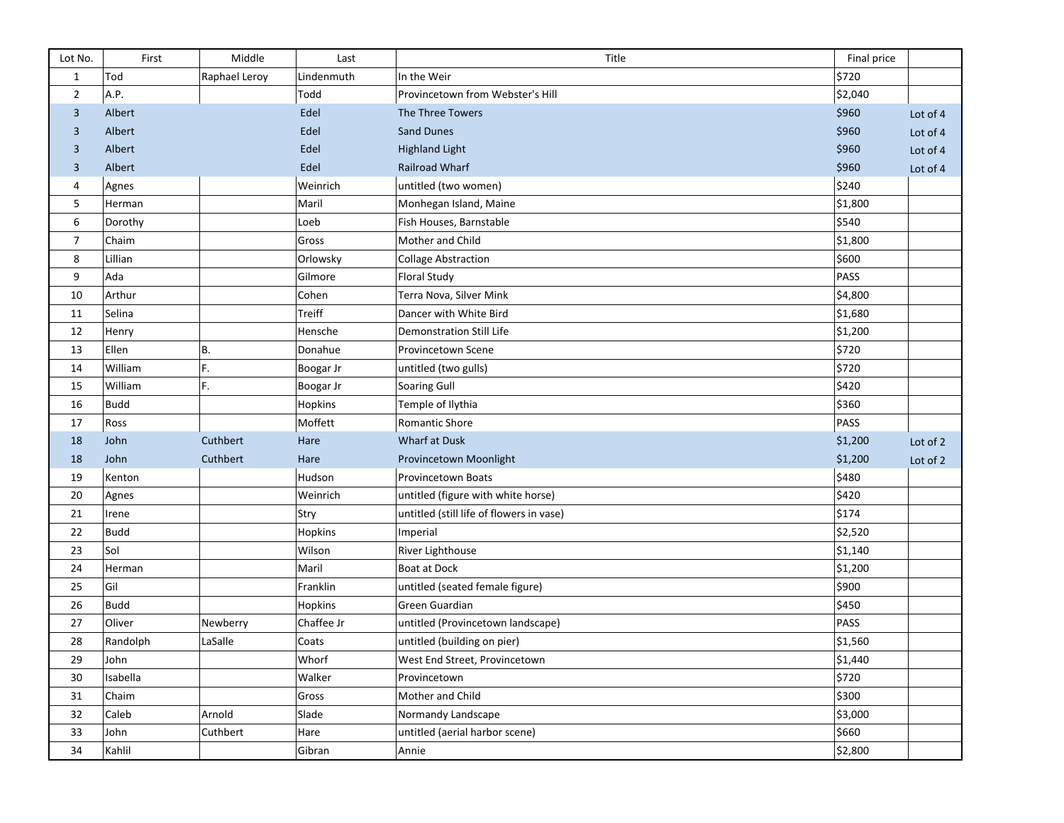| Lot No. | First | Middle | Last | Title | Final price | |
|---|---|---|---|---|---|---|
| 1 | Tod | Raphael Leroy | Lindenmuth | In the Weir | $720 | |
| 2 | A.P. | | Todd | Provincetown from Webster's Hill | $2,040 | |
| 3 | Albert | | Edel | The Three Towers | $960 | Lot of 4 |
| 3 | Albert | | Edel | Sand Dunes | $960 | Lot of 4 |
| 3 | Albert | | Edel | Highland Light | $960 | Lot of 4 |
| 3 | Albert | | Edel | Railroad Wharf | $960 | Lot of 4 |
| 4 | Agnes | | Weinrich | untitled (two women) | $240 | |
| 5 | Herman | | Maril | Monhegan Island, Maine | $1,800 | |
| 6 | Dorothy | | Loeb | Fish Houses, Barnstable | $540 | |
| 7 | Chaim | | Gross | Mother and Child | $1,800 | |
| 8 | Lillian | | Orlowsky | Collage Abstraction | $600 | |
| 9 | Ada | | Gilmore | Floral Study | PASS | |
| 10 | Arthur | | Cohen | Terra Nova, Silver Mink | $4,800 | |
| 11 | Selina | | Treiff | Dancer with White Bird | $1,680 | |
| 12 | Henry | | Hensche | Demonstration Still Life | $1,200 | |
| 13 | Ellen | B. | Donahue | Provincetown Scene | $720 | |
| 14 | William | F. | Boogar Jr | untitled (two gulls) | $720 | |
| 15 | William | F. | Boogar Jr | Soaring Gull | $420 | |
| 16 | Budd | | Hopkins | Temple of Ilythia | $360 | |
| 17 | Ross | | Moffett | Romantic Shore | PASS | |
| 18 | John | Cuthbert | Hare | Wharf at Dusk | $1,200 | Lot of 2 |
| 18 | John | Cuthbert | Hare | Provincetown Moonlight | $1,200 | Lot of 2 |
| 19 | Kenton | | Hudson | Provincetown Boats | $480 | |
| 20 | Agnes | | Weinrich | untitled (figure with white horse) | $420 | |
| 21 | Irene | | Stry | untitled (still life of flowers in vase) | $174 | |
| 22 | Budd | | Hopkins | Imperial | $2,520 | |
| 23 | Sol | | Wilson | River Lighthouse | $1,140 | |
| 24 | Herman | | Maril | Boat at Dock | $1,200 | |
| 25 | Gil | | Franklin | untitled (seated female figure) | $900 | |
| 26 | Budd | | Hopkins | Green Guardian | $450 | |
| 27 | Oliver | Newberry | Chaffee Jr | untitled (Provincetown landscape) | PASS | |
| 28 | Randolph | LaSalle | Coats | untitled (building on pier) | $1,560 | |
| 29 | John | | Whorf | West End Street, Provincetown | $1,440 | |
| 30 | Isabella | | Walker | Provincetown | $720 | |
| 31 | Chaim | | Gross | Mother and Child | $300 | |
| 32 | Caleb | Arnold | Slade | Normandy Landscape | $3,000 | |
| 33 | John | Cuthbert | Hare | untitled (aerial harbor scene) | $660 | |
| 34 | Kahlil | | Gibran | Annie | $2,800 | |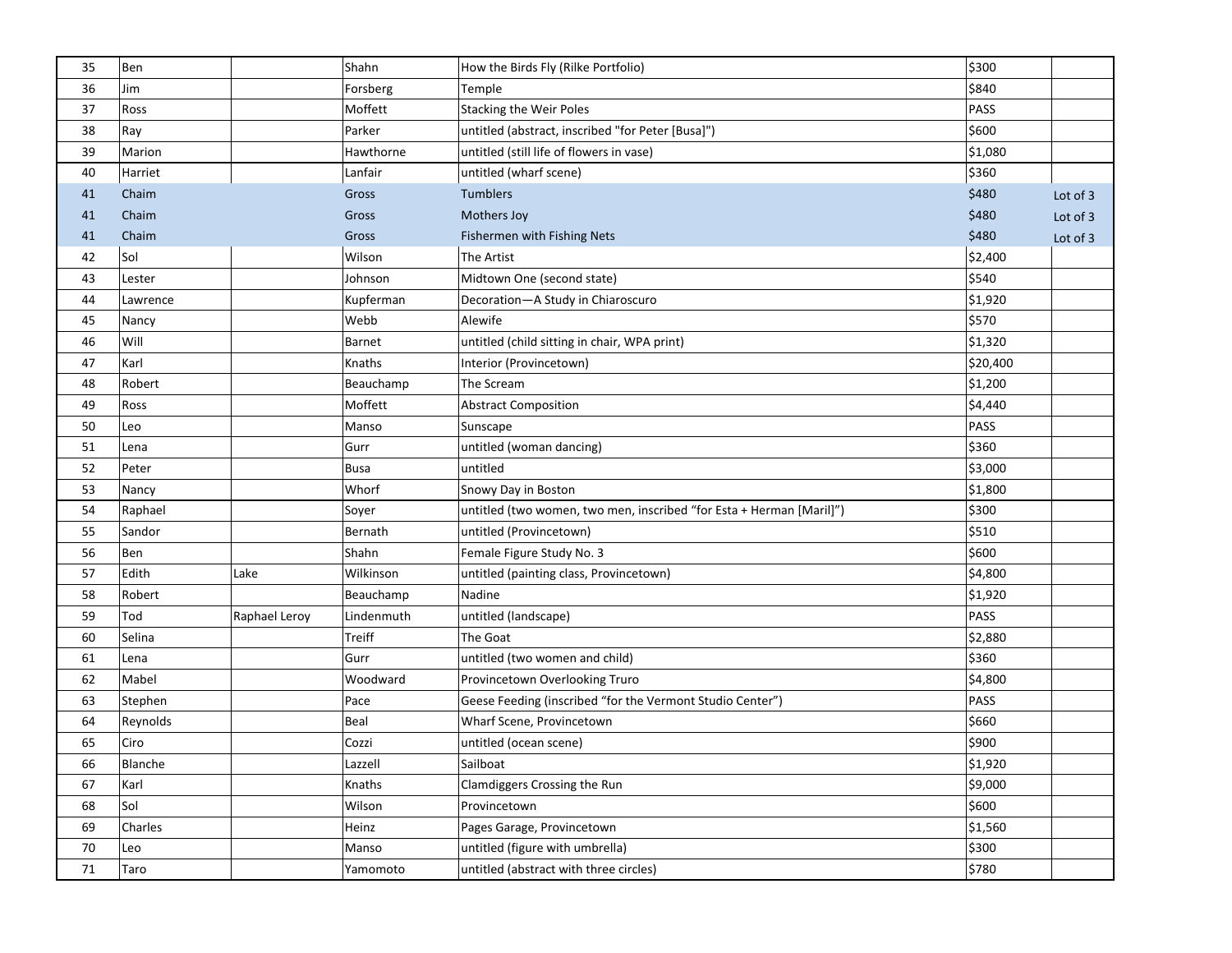| | | | | | | |
|---|---|---|---|---|---|---|
| 35 | Ben | | Shahn | How the Birds Fly (Rilke Portfolio) | $300 | |
| 36 | Jim | | Forsberg | Temple | $840 | |
| 37 | Ross | | Moffett | Stacking the Weir Poles | PASS | |
| 38 | Ray | | Parker | untitled (abstract, inscribed "for Peter [Busa]") | $600 | |
| 39 | Marion | | Hawthorne | untitled (still life of flowers in vase) | $1,080 | |
| 40 | Harriet | | Lanfair | untitled (wharf scene) | $360 | |
| 41 | Chaim | | Gross | Tumblers | $480 | Lot of 3 |
| 41 | Chaim | | Gross | Mothers Joy | $480 | Lot of 3 |
| 41 | Chaim | | Gross | Fishermen with Fishing Nets | $480 | Lot of 3 |
| 42 | Sol | | Wilson | The Artist | $2,400 | |
| 43 | Lester | | Johnson | Midtown One (second state) | $540 | |
| 44 | Lawrence | | Kupferman | Decoration—A Study in Chiaroscuro | $1,920 | |
| 45 | Nancy | | Webb | Alewife | $570 | |
| 46 | Will | | Barnet | untitled (child sitting in chair, WPA print) | $1,320 | |
| 47 | Karl | | Knaths | Interior (Provincetown) | $20,400 | |
| 48 | Robert | | Beauchamp | The Scream | $1,200 | |
| 49 | Ross | | Moffett | Abstract Composition | $4,440 | |
| 50 | Leo | | Manso | Sunscape | PASS | |
| 51 | Lena | | Gurr | untitled (woman dancing) | $360 | |
| 52 | Peter | | Busa | untitled | $3,000 | |
| 53 | Nancy | | Whorf | Snowy Day in Boston | $1,800 | |
| 54 | Raphael | | Soyer | untitled (two women, two men, inscribed "for Esta + Herman [Maril]") | $300 | |
| 55 | Sandor | | Bernath | untitled (Provincetown) | $510 | |
| 56 | Ben | | Shahn | Female Figure Study No. 3 | $600 | |
| 57 | Edith | Lake | Wilkinson | untitled (painting class, Provincetown) | $4,800 | |
| 58 | Robert | | Beauchamp | Nadine | $1,920 | |
| 59 | Tod | Raphael Leroy | Lindenmuth | untitled (landscape) | PASS | |
| 60 | Selina | | Treiff | The Goat | $2,880 | |
| 61 | Lena | | Gurr | untitled (two women and child) | $360 | |
| 62 | Mabel | | Woodward | Provincetown Overlooking Truro | $4,800 | |
| 63 | Stephen | | Pace | Geese Feeding (inscribed "for the Vermont Studio Center") | PASS | |
| 64 | Reynolds | | Beal | Wharf Scene, Provincetown | $660 | |
| 65 | Ciro | | Cozzi | untitled (ocean scene) | $900 | |
| 66 | Blanche | | Lazzell | Sailboat | $1,920 | |
| 67 | Karl | | Knaths | Clamdiggers Crossing the Run | $9,000 | |
| 68 | Sol | | Wilson | Provincetown | $600 | |
| 69 | Charles | | Heinz | Pages Garage, Provincetown | $1,560 | |
| 70 | Leo | | Manso | untitled (figure with umbrella) | $300 | |
| 71 | Taro | | Yamomoto | untitled (abstract with three circles) | $780 | |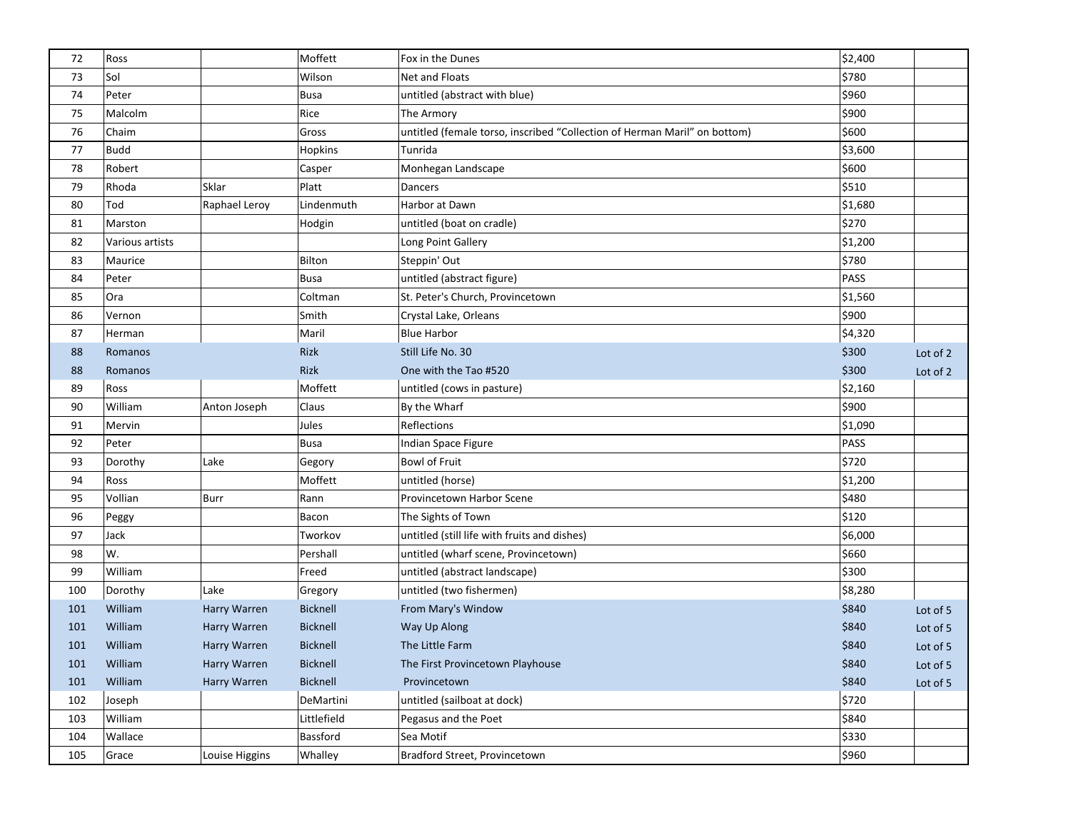| | | | | | | |
|---|---|---|---|---|---|---|
| 72 | Ross | | Moffett | Fox in the Dunes | $2,400 | |
| 73 | Sol | | Wilson | Net and Floats | $780 | |
| 74 | Peter | | Busa | untitled (abstract with blue) | $960 | |
| 75 | Malcolm | | Rice | The Armory | $900 | |
| 76 | Chaim | | Gross | untitled (female torso, inscribed “Collection of Herman Maril” on bottom) | $600 | |
| 77 | Budd | | Hopkins | Tunrida | $3,600 | |
| 78 | Robert | | Casper | Monhegan Landscape | $600 | |
| 79 | Rhoda | Sklar | Platt | Dancers | $510 | |
| 80 | Tod | Raphael Leroy | Lindenmuth | Harbor at Dawn | $1,680 | |
| 81 | Marston | | Hodgin | untitled (boat on cradle) | $270 | |
| 82 | Various artists | | | Long Point Gallery | $1,200 | |
| 83 | Maurice | | Bilton | Steppin' Out | $780 | |
| 84 | Peter | | Busa | untitled (abstract figure) | PASS | |
| 85 | Ora | | Coltman | St. Peter's Church, Provincetown | $1,560 | |
| 86 | Vernon | | Smith | Crystal Lake, Orleans | $900 | |
| 87 | Herman | | Maril | Blue Harbor | $4,320 | |
| 88 | Romanos | | Rizk | Still Life No. 30 | $300 | Lot of 2 |
| 88 | Romanos | | Rizk | One with the Tao #520 | $300 | Lot of 2 |
| 89 | Ross | | Moffett | untitled (cows in pasture) | $2,160 | |
| 90 | William | Anton Joseph | Claus | By the Wharf | $900 | |
| 91 | Mervin | | Jules | Reflections | $1,090 | |
| 92 | Peter | | Busa | Indian Space Figure | PASS | |
| 93 | Dorothy | Lake | Gegory | Bowl of Fruit | $720 | |
| 94 | Ross | | Moffett | untitled (horse) | $1,200 | |
| 95 | Vollian | Burr | Rann | Provincetown Harbor Scene | $480 | |
| 96 | Peggy | | Bacon | The Sights of Town | $120 | |
| 97 | Jack | | Tworkov | untitled (still life with fruits and dishes) | $6,000 | |
| 98 | W. | | Pershall | untitled (wharf scene, Provincetown) | $660 | |
| 99 | William | | Freed | untitled (abstract landscape) | $300 | |
| 100 | Dorothy | Lake | Gregory | untitled (two fishermen) | $8,280 | |
| 101 | William | Harry Warren | Bicknell | From Mary's Window | $840 | Lot of 5 |
| 101 | William | Harry Warren | Bicknell | Way Up Along | $840 | Lot of 5 |
| 101 | William | Harry Warren | Bicknell | The Little Farm | $840 | Lot of 5 |
| 101 | William | Harry Warren | Bicknell | The First Provincetown Playhouse | $840 | Lot of 5 |
| 101 | William | Harry Warren | Bicknell | Provincetown | $840 | Lot of 5 |
| 102 | Joseph | | DeMartini | untitled (sailboat at dock) | $720 | |
| 103 | William | | Littlefield | Pegasus and the Poet | $840 | |
| 104 | Wallace | | Bassford | Sea Motif | $330 | |
| 105 | Grace | Louise Higgins | Whalley | Bradford Street, Provincetown | $960 | |